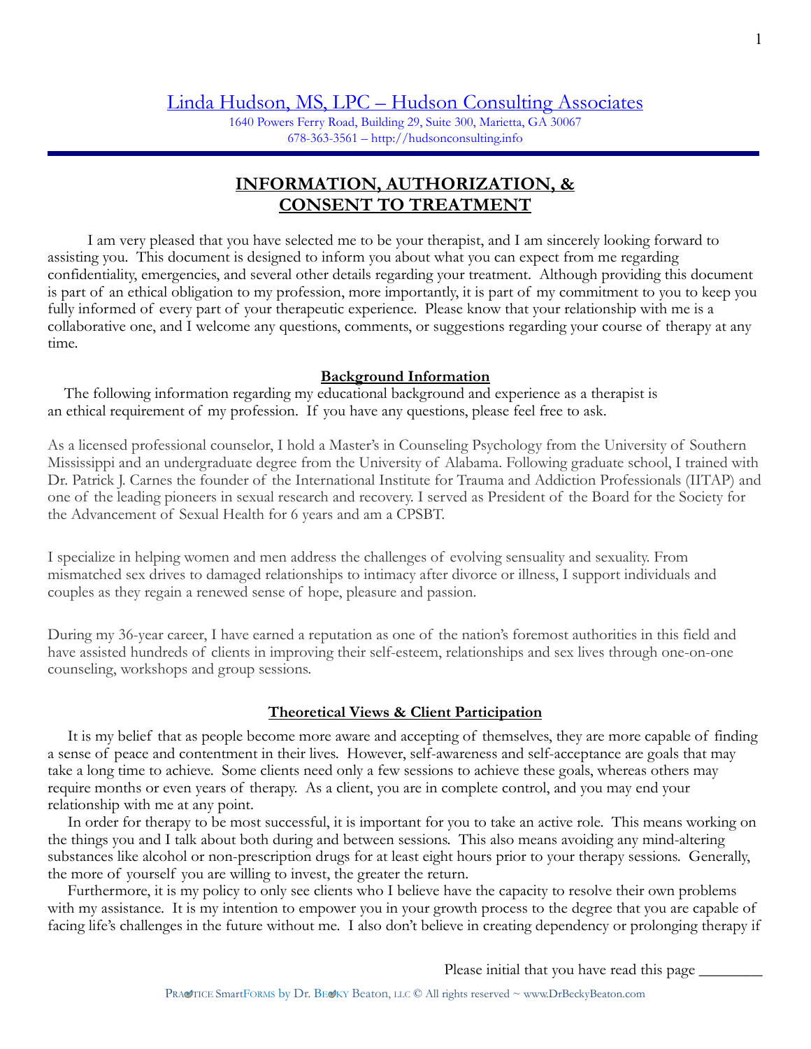# Linda Hudson, MS, LPC – Hudson Consulting Associates

1640 Powers Ferry Road, Building 29, Suite 300, Marietta, GA 30067
678-363-3561 – http://hudsonconsulting.info

## INFORMATION, AUTHORIZATION, & CONSENT TO TREATMENT

I am very pleased that you have selected me to be your therapist, and I am sincerely looking forward to assisting you. This document is designed to inform you about what you can expect from me regarding confidentiality, emergencies, and several other details regarding your treatment. Although providing this document is part of an ethical obligation to my profession, more importantly, it is part of my commitment to you to keep you fully informed of every part of your therapeutic experience. Please know that your relationship with me is a collaborative one, and I welcome any questions, comments, or suggestions regarding your course of therapy at any time.

### Background Information

The following information regarding my educational background and experience as a therapist is an ethical requirement of my profession. If you have any questions, please feel free to ask.

As a licensed professional counselor, I hold a Master's in Counseling Psychology from the University of Southern Mississippi and an undergraduate degree from the University of Alabama. Following graduate school, I trained with Dr. Patrick J. Carnes the founder of the International Institute for Trauma and Addiction Professionals (IITAP) and one of the leading pioneers in sexual research and recovery. I served as President of the Board for the Society for the Advancement of Sexual Health for 6 years and am a CPSBT.

I specialize in helping women and men address the challenges of evolving sensuality and sexuality. From mismatched sex drives to damaged relationships to intimacy after divorce or illness, I support individuals and couples as they regain a renewed sense of hope, pleasure and passion.

During my 36-year career, I have earned a reputation as one of the nation's foremost authorities in this field and have assisted hundreds of clients in improving their self-esteem, relationships and sex lives through one-on-one counseling, workshops and group sessions.

### Theoretical Views & Client Participation

It is my belief that as people become more aware and accepting of themselves, they are more capable of finding a sense of peace and contentment in their lives. However, self-awareness and self-acceptance are goals that may take a long time to achieve. Some clients need only a few sessions to achieve these goals, whereas others may require months or even years of therapy. As a client, you are in complete control, and you may end your relationship with me at any point.

In order for therapy to be most successful, it is important for you to take an active role. This means working on the things you and I talk about both during and between sessions. This also means avoiding any mind-altering substances like alcohol or non-prescription drugs for at least eight hours prior to your therapy sessions. Generally, the more of yourself you are willing to invest, the greater the return.

Furthermore, it is my policy to only see clients who I believe have the capacity to resolve their own problems with my assistance. It is my intention to empower you in your growth process to the degree that you are capable of facing life's challenges in the future without me. I also don't believe in creating dependency or prolonging therapy if

Please initial that you have read this page ________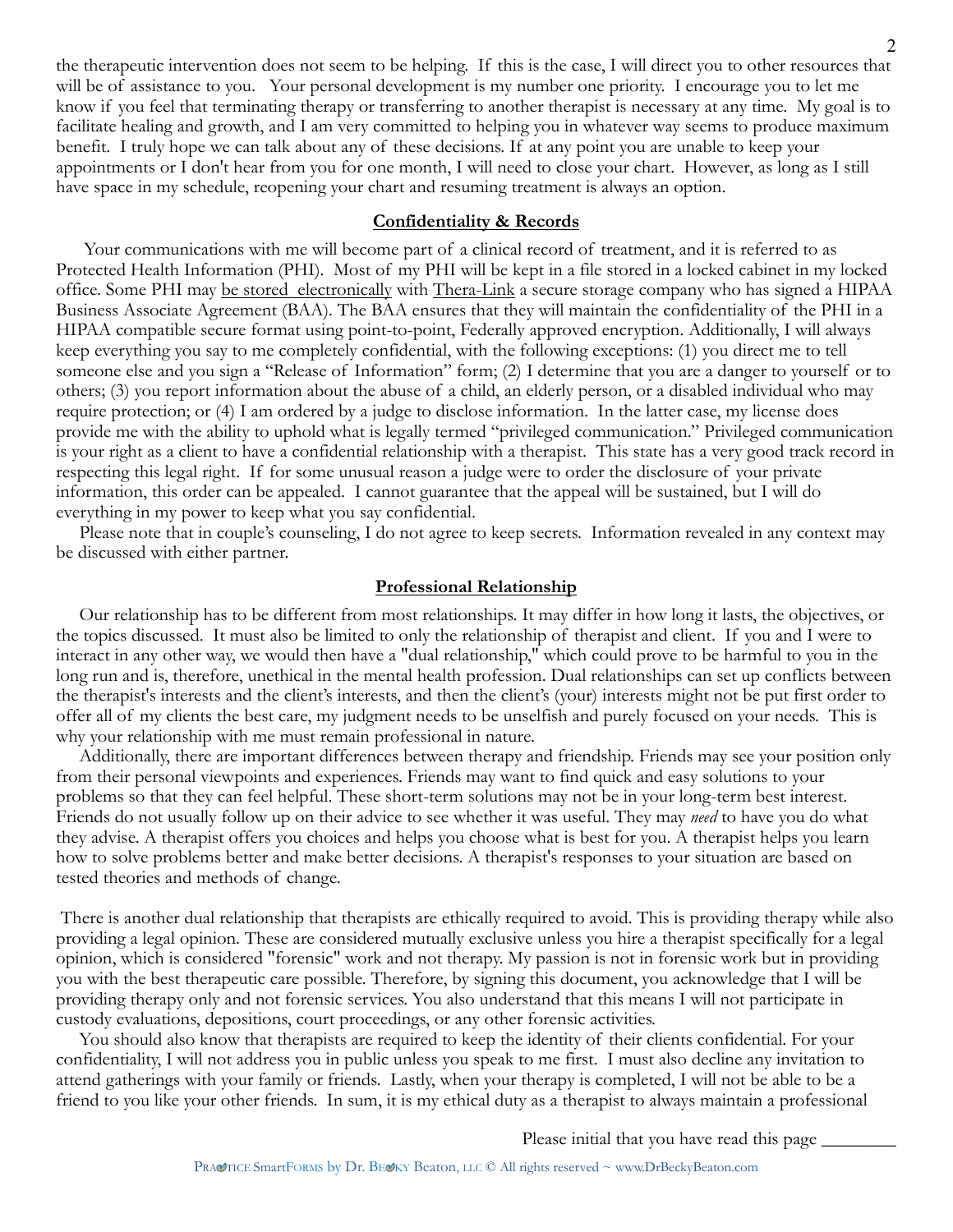the therapeutic intervention does not seem to be helping. If this is the case, I will direct you to other resources that will be of assistance to you. Your personal development is my number one priority. I encourage you to let me know if you feel that terminating therapy or transferring to another therapist is necessary at any time. My goal is to facilitate healing and growth, and I am very committed to helping you in whatever way seems to produce maximum benefit. I truly hope we can talk about any of these decisions. If at any point you are unable to keep your appointments or I don't hear from you for one month, I will need to close your chart. However, as long as I still have space in my schedule, reopening your chart and resuming treatment is always an option.

## Confidentiality & Records

Your communications with me will become part of a clinical record of treatment, and it is referred to as Protected Health Information (PHI). Most of my PHI will be kept in a file stored in a locked cabinet in my locked office. Some PHI may be stored electronically with Thera-Link a secure storage company who has signed a HIPAA Business Associate Agreement (BAA). The BAA ensures that they will maintain the confidentiality of the PHI in a HIPAA compatible secure format using point-to-point, Federally approved encryption. Additionally, I will always keep everything you say to me completely confidential, with the following exceptions: (1) you direct me to tell someone else and you sign a "Release of Information" form; (2) I determine that you are a danger to yourself or to others; (3) you report information about the abuse of a child, an elderly person, or a disabled individual who may require protection; or (4) I am ordered by a judge to disclose information. In the latter case, my license does provide me with the ability to uphold what is legally termed "privileged communication." Privileged communication is your right as a client to have a confidential relationship with a therapist. This state has a very good track record in respecting this legal right. If for some unusual reason a judge were to order the disclosure of your private information, this order can be appealed. I cannot guarantee that the appeal will be sustained, but I will do everything in my power to keep what you say confidential.

Please note that in couple's counseling, I do not agree to keep secrets. Information revealed in any context may be discussed with either partner.

## Professional Relationship

Our relationship has to be different from most relationships. It may differ in how long it lasts, the objectives, or the topics discussed. It must also be limited to only the relationship of therapist and client. If you and I were to interact in any other way, we would then have a "dual relationship," which could prove to be harmful to you in the long run and is, therefore, unethical in the mental health profession. Dual relationships can set up conflicts between the therapist's interests and the client's interests, and then the client's (your) interests might not be put first order to offer all of my clients the best care, my judgment needs to be unselfish and purely focused on your needs. This is why your relationship with me must remain professional in nature.

Additionally, there are important differences between therapy and friendship. Friends may see your position only from their personal viewpoints and experiences. Friends may want to find quick and easy solutions to your problems so that they can feel helpful. These short-term solutions may not be in your long-term best interest. Friends do not usually follow up on their advice to see whether it was useful. They may *need* to have you do what they advise. A therapist offers you choices and helps you choose what is best for you. A therapist helps you learn how to solve problems better and make better decisions. A therapist's responses to your situation are based on tested theories and methods of change.

There is another dual relationship that therapists are ethically required to avoid. This is providing therapy while also providing a legal opinion. These are considered mutually exclusive unless you hire a therapist specifically for a legal opinion, which is considered "forensic" work and not therapy. My passion is not in forensic work but in providing you with the best therapeutic care possible. Therefore, by signing this document, you acknowledge that I will be providing therapy only and not forensic services. You also understand that this means I will not participate in custody evaluations, depositions, court proceedings, or any other forensic activities.

You should also know that therapists are required to keep the identity of their clients confidential. For your confidentiality, I will not address you in public unless you speak to me first. I must also decline any invitation to attend gatherings with your family or friends. Lastly, when your therapy is completed, I will not be able to be a friend to you like your other friends. In sum, it is my ethical duty as a therapist to always maintain a professional

Please initial that you have read this page ________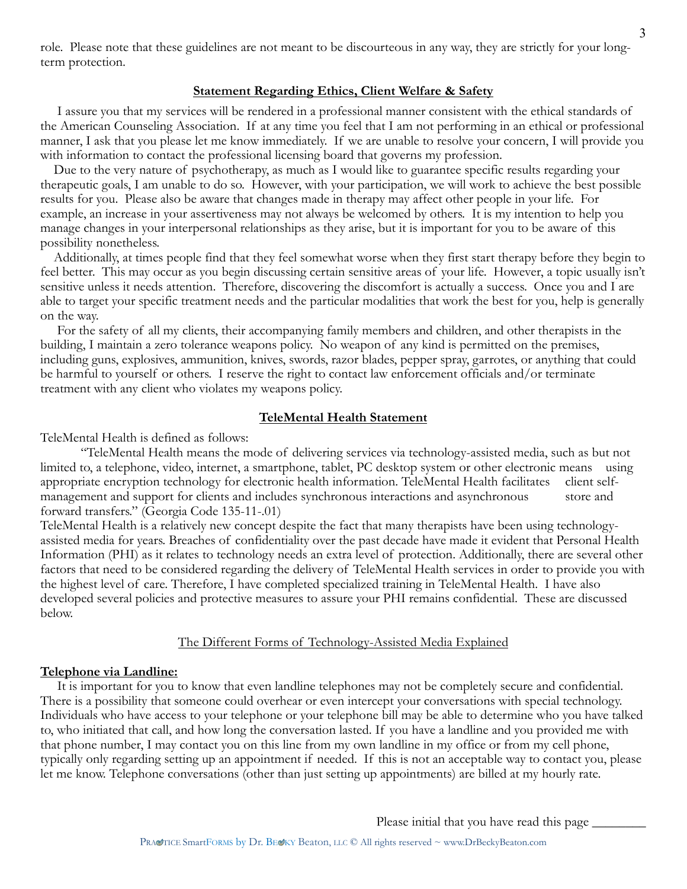role. Please note that these guidelines are not meant to be discourteous in any way, they are strictly for your long-term protection.

## Statement Regarding Ethics, Client Welfare & Safety

I assure you that my services will be rendered in a professional manner consistent with the ethical standards of the American Counseling Association. If at any time you feel that I am not performing in an ethical or professional manner, I ask that you please let me know immediately. If we are unable to resolve your concern, I will provide you with information to contact the professional licensing board that governs my profession.

Due to the very nature of psychotherapy, as much as I would like to guarantee specific results regarding your therapeutic goals, I am unable to do so. However, with your participation, we will work to achieve the best possible results for you. Please also be aware that changes made in therapy may affect other people in your life. For example, an increase in your assertiveness may not always be welcomed by others. It is my intention to help you manage changes in your interpersonal relationships as they arise, but it is important for you to be aware of this possibility nonetheless.

Additionally, at times people find that they feel somewhat worse when they first start therapy before they begin to feel better. This may occur as you begin discussing certain sensitive areas of your life. However, a topic usually isn't sensitive unless it needs attention. Therefore, discovering the discomfort is actually a success. Once you and I are able to target your specific treatment needs and the particular modalities that work the best for you, help is generally on the way.

For the safety of all my clients, their accompanying family members and children, and other therapists in the building, I maintain a zero tolerance weapons policy. No weapon of any kind is permitted on the premises, including guns, explosives, ammunition, knives, swords, razor blades, pepper spray, garrotes, or anything that could be harmful to yourself or others. I reserve the right to contact law enforcement officials and/or terminate treatment with any client who violates my weapons policy.

## TeleMental Health Statement

TeleMental Health is defined as follows:

"TeleMental Health means the mode of delivering services via technology-assisted media, such as but not limited to, a telephone, video, internet, a smartphone, tablet, PC desktop system or other electronic means using appropriate encryption technology for electronic health information. TeleMental Health facilitates client self-management and support for clients and includes synchronous interactions and asynchronous store and forward transfers." (Georgia Code 135-11-.01)

TeleMental Health is a relatively new concept despite the fact that many therapists have been using technology-assisted media for years. Breaches of confidentiality over the past decade have made it evident that Personal Health Information (PHI) as it relates to technology needs an extra level of protection. Additionally, there are several other factors that need to be considered regarding the delivery of TeleMental Health services in order to provide you with the highest level of care. Therefore, I have completed specialized training in TeleMental Health. I have also developed several policies and protective measures to assure your PHI remains confidential. These are discussed below.

### The Different Forms of Technology-Assisted Media Explained

**Telephone via Landline:**

It is important for you to know that even landline telephones may not be completely secure and confidential. There is a possibility that someone could overhear or even intercept your conversations with special technology. Individuals who have access to your telephone or your telephone bill may be able to determine who you have talked to, who initiated that call, and how long the conversation lasted. If you have a landline and you provided me with that phone number, I may contact you on this line from my own landline in my office or from my cell phone, typically only regarding setting up an appointment if needed. If this is not an acceptable way to contact you, please let me know. Telephone conversations (other than just setting up appointments) are billed at my hourly rate.

Please initial that you have read this page ________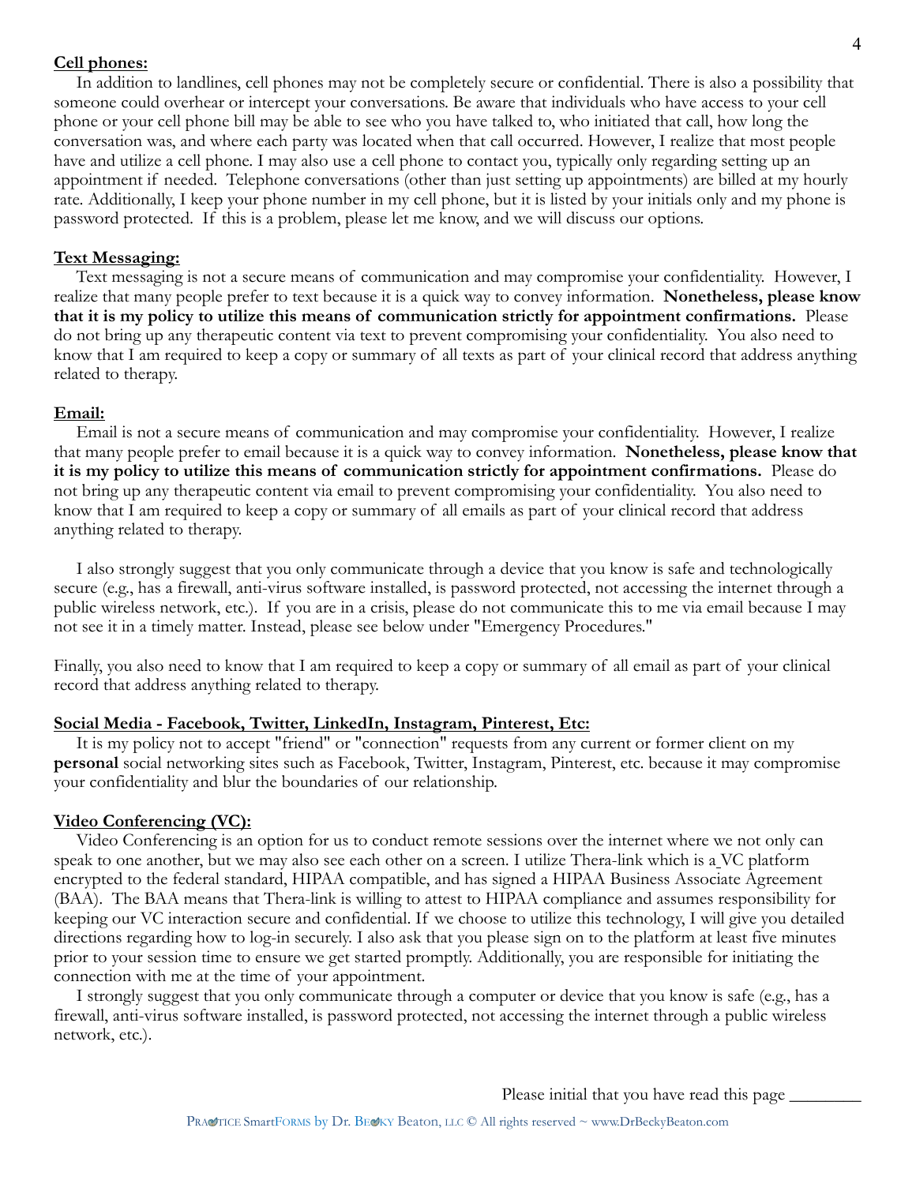**Cell phones:**

In addition to landlines, cell phones may not be completely secure or confidential. There is also a possibility that someone could overhear or intercept your conversations. Be aware that individuals who have access to your cell phone or your cell phone bill may be able to see who you have talked to, who initiated that call, how long the conversation was, and where each party was located when that call occurred. However, I realize that most people have and utilize a cell phone. I may also use a cell phone to contact you, typically only regarding setting up an appointment if needed. Telephone conversations (other than just setting up appointments) are billed at my hourly rate. Additionally, I keep your phone number in my cell phone, but it is listed by your initials only and my phone is password protected. If this is a problem, please let me know, and we will discuss our options.

**Text Messaging:**

Text messaging is not a secure means of communication and may compromise your confidentiality. However, I realize that many people prefer to text because it is a quick way to convey information. **Nonetheless, please know that it is my policy to utilize this means of communication strictly for appointment confirmations.** Please do not bring up any therapeutic content via text to prevent compromising your confidentiality. You also need to know that I am required to keep a copy or summary of all texts as part of your clinical record that address anything related to therapy.

**Email:**

Email is not a secure means of communication and may compromise your confidentiality. However, I realize that many people prefer to email because it is a quick way to convey information. **Nonetheless, please know that it is my policy to utilize this means of communication strictly for appointment confirmations.** Please do not bring up any therapeutic content via email to prevent compromising your confidentiality. You also need to know that I am required to keep a copy or summary of all emails as part of your clinical record that address anything related to therapy.

I also strongly suggest that you only communicate through a device that you know is safe and technologically secure (e.g., has a firewall, anti-virus software installed, is password protected, not accessing the internet through a public wireless network, etc.). If you are in a crisis, please do not communicate this to me via email because I may not see it in a timely matter. Instead, please see below under "Emergency Procedures."

Finally, you also need to know that I am required to keep a copy or summary of all email as part of your clinical record that address anything related to therapy.

**Social Media - Facebook, Twitter, LinkedIn, Instagram, Pinterest, Etc:**

It is my policy not to accept "friend" or "connection" requests from any current or former client on my **personal** social networking sites such as Facebook, Twitter, Instagram, Pinterest, etc. because it may compromise your confidentiality and blur the boundaries of our relationship.

**Video Conferencing (VC):**

Video Conferencing is an option for us to conduct remote sessions over the internet where we not only can speak to one another, but we may also see each other on a screen. I utilize Thera-link which is a VC platform encrypted to the federal standard, HIPAA compatible, and has signed a HIPAA Business Associate Agreement (BAA). The BAA means that Thera-link is willing to attest to HIPAA compliance and assumes responsibility for keeping our VC interaction secure and confidential. If we choose to utilize this technology, I will give you detailed directions regarding how to log-in securely. I also ask that you please sign on to the platform at least five minutes prior to your session time to ensure we get started promptly. Additionally, you are responsible for initiating the connection with me at the time of your appointment.

I strongly suggest that you only communicate through a computer or device that you know is safe (e.g., has a firewall, anti-virus software installed, is password protected, not accessing the internet through a public wireless network, etc.).

Please initial that you have read this page ________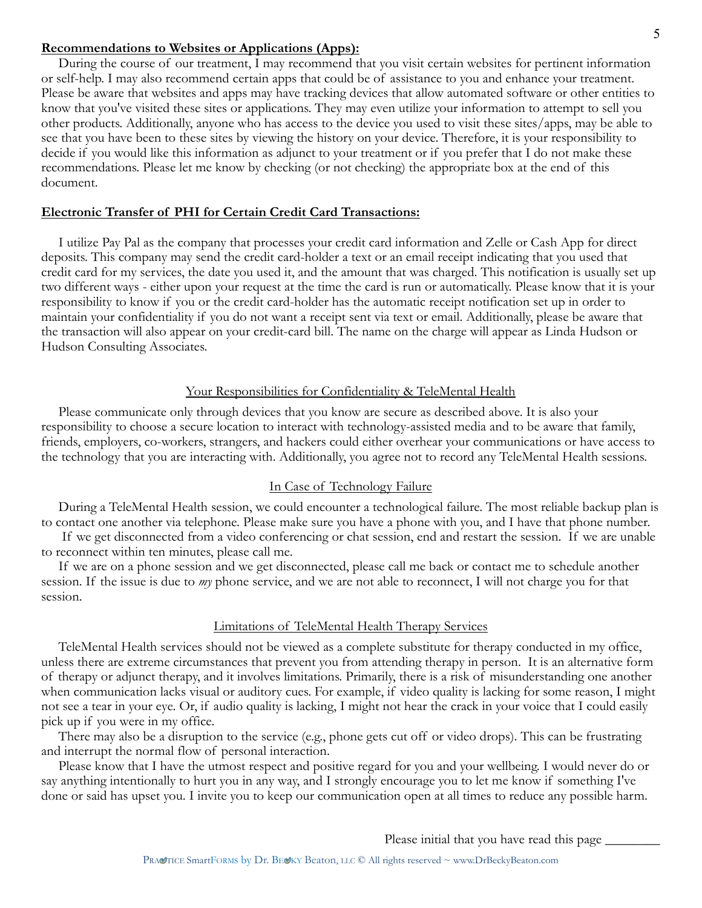**Recommendations to Websites or Applications (Apps):**

During the course of our treatment, I may recommend that you visit certain websites for pertinent information or self-help. I may also recommend certain apps that could be of assistance to you and enhance your treatment. Please be aware that websites and apps may have tracking devices that allow automated software or other entities to know that you've visited these sites or applications. They may even utilize your information to attempt to sell you other products. Additionally, anyone who has access to the device you used to visit these sites/apps, may be able to see that you have been to these sites by viewing the history on your device. Therefore, it is your responsibility to decide if you would like this information as adjunct to your treatment or if you prefer that I do not make these recommendations. Please let me know by checking (or not checking) the appropriate box at the end of this document.

**Electronic Transfer of PHI for Certain Credit Card Transactions:**

I utilize Pay Pal as the company that processes your credit card information and Zelle or Cash App for direct deposits. This company may send the credit card-holder a text or an email receipt indicating that you used that credit card for my services, the date you used it, and the amount that was charged. This notification is usually set up two different ways - either upon your request at the time the card is run or automatically. Please know that it is your responsibility to know if you or the credit card-holder has the automatic receipt notification set up in order to maintain your confidentiality if you do not want a receipt sent via text or email. Additionally, please be aware that the transaction will also appear on your credit-card bill. The name on the charge will appear as Linda Hudson or Hudson Consulting Associates.

## Your Responsibilities for Confidentiality & TeleMental Health

Please communicate only through devices that you know are secure as described above. It is also your responsibility to choose a secure location to interact with technology-assisted media and to be aware that family, friends, employers, co-workers, strangers, and hackers could either overhear your communications or have access to the technology that you are interacting with. Additionally, you agree not to record any TeleMental Health sessions.

## In Case of Technology Failure

During a TeleMental Health session, we could encounter a technological failure. The most reliable backup plan is to contact one another via telephone. Please make sure you have a phone with you, and I have that phone number.

If we get disconnected from a video conferencing or chat session, end and restart the session. If we are unable to reconnect within ten minutes, please call me.

If we are on a phone session and we get disconnected, please call me back or contact me to schedule another session. If the issue is due to *my* phone service, and we are not able to reconnect, I will not charge you for that session.

## Limitations of TeleMental Health Therapy Services

TeleMental Health services should not be viewed as a complete substitute for therapy conducted in my office, unless there are extreme circumstances that prevent you from attending therapy in person. It is an alternative form of therapy or adjunct therapy, and it involves limitations. Primarily, there is a risk of misunderstanding one another when communication lacks visual or auditory cues. For example, if video quality is lacking for some reason, I might not see a tear in your eye. Or, if audio quality is lacking, I might not hear the crack in your voice that I could easily pick up if you were in my office.

There may also be a disruption to the service (e.g., phone gets cut off or video drops). This can be frustrating and interrupt the normal flow of personal interaction.

Please know that I have the utmost respect and positive regard for you and your wellbeing. I would never do or say anything intentionally to hurt you in any way, and I strongly encourage you to let me know if something I've done or said has upset you. I invite you to keep our communication open at all times to reduce any possible harm.

Please initial that you have read this page ________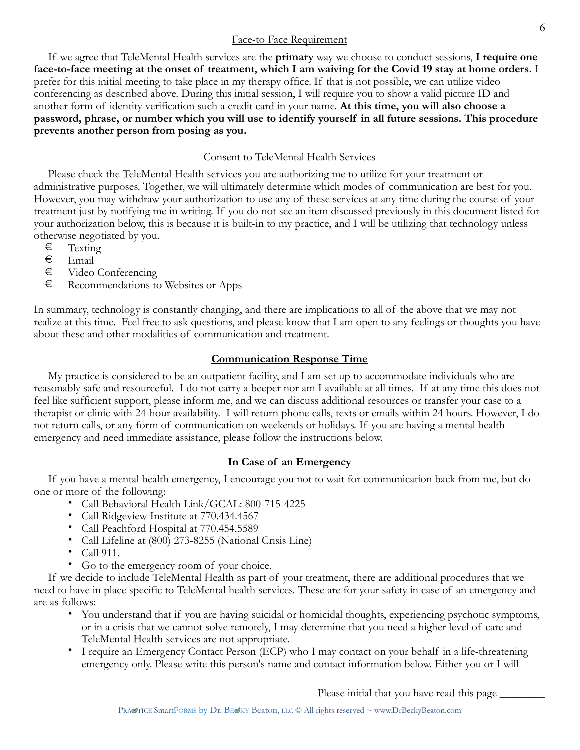## Face-to Face Requirement

If we agree that TeleMental Health services are the **primary** way we choose to conduct sessions, **I require one face-to-face meeting at the onset of treatment, which I am waiving for the Covid 19 stay at home orders.** I prefer for this initial meeting to take place in my therapy office. If that is not possible, we can utilize video conferencing as described above. During this initial session, I will require you to show a valid picture ID and another form of identity verification such a credit card in your name. **At this time, you will also choose a password, phrase, or number which you will use to identify yourself in all future sessions. This procedure prevents another person from posing as you.**

## Consent to TeleMental Health Services

Please check the TeleMental Health services you are authorizing me to utilize for your treatment or administrative purposes. Together, we will ultimately determine which modes of communication are best for you. However, you may withdraw your authorization to use any of these services at any time during the course of your treatment just by notifying me in writing. If you do not see an item discussed previously in this document listed for your authorization below, this is because it is built-in to my practice, and I will be utilizing that technology unless otherwise negotiated by you.

- ☐ Texting
- ☐ Email
- ☐ Video Conferencing
- ☐ Recommendations to Websites or Apps

In summary, technology is constantly changing, and there are implications to all of the above that we may not realize at this time. Feel free to ask questions, and please know that I am open to any feelings or thoughts you have about these and other modalities of communication and treatment.

## **Communication Response Time**

My practice is considered to be an outpatient facility, and I am set up to accommodate individuals who are reasonably safe and resourceful. I do not carry a beeper nor am I available at all times. If at any time this does not feel like sufficient support, please inform me, and we can discuss additional resources or transfer your case to a therapist or clinic with 24-hour availability. I will return phone calls, texts or emails within 24 hours. However, I do not return calls, or any form of communication on weekends or holidays. If you are having a mental health emergency and need immediate assistance, please follow the instructions below.

## **In Case of an Emergency**

If you have a mental health emergency, I encourage you not to wait for communication back from me, but do one or more of the following:

- Call Behavioral Health Link/GCAL: 800-715-4225
- Call Ridgeview Institute at 770.434.4567
- Call Peachford Hospital at 770.454.5589
- Call Lifeline at (800) 273-8255 (National Crisis Line)
- Call 911.
- Go to the emergency room of your choice.

If we decide to include TeleMental Health as part of your treatment, there are additional procedures that we need to have in place specific to TeleMental health services. These are for your safety in case of an emergency and are as follows:

- You understand that if you are having suicidal or homicidal thoughts, experiencing psychotic symptoms, or in a crisis that we cannot solve remotely, I may determine that you need a higher level of care and TeleMental Health services are not appropriate.
- I require an Emergency Contact Person (ECP) who I may contact on your behalf in a life-threatening emergency only. Please write this person's name and contact information below. Either you or I will

Please initial that you have read this page ________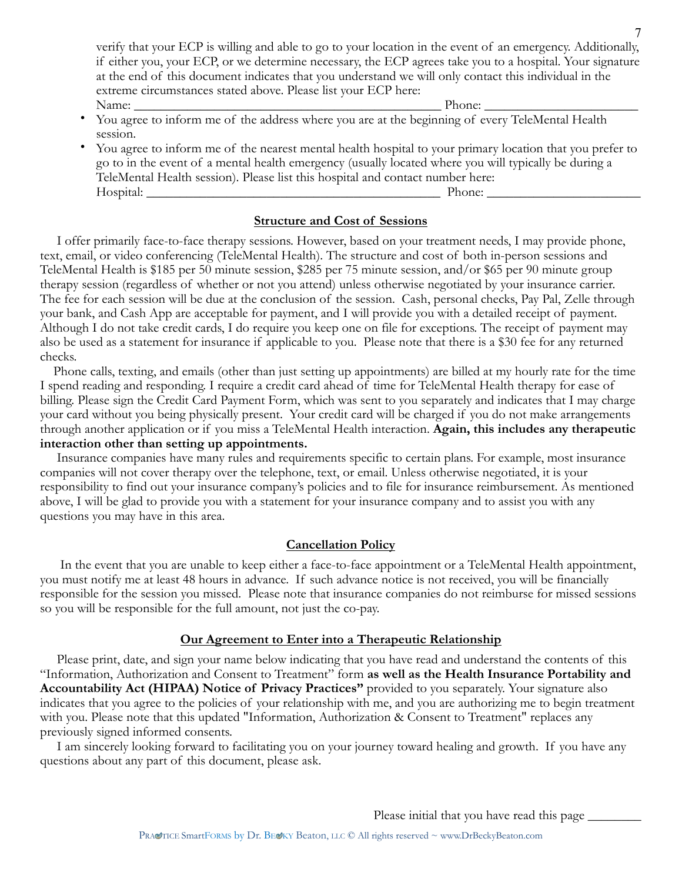verify that your ECP is willing and able to go to your location in the event of an emergency. Additionally, if either you, your ECP, or we determine necessary, the ECP agrees take you to a hospital. Your signature at the end of this document indicates that you understand we will only contact this individual in the extreme circumstances stated above. Please list your ECP here:
Name: ______________________________________________ Phone: ______________________

- You agree to inform me of the address where you are at the beginning of every TeleMental Health session.
- You agree to inform me of the nearest mental health hospital to your primary location that you prefer to go to in the event of a mental health emergency (usually located where you will typically be during a TeleMental Health session). Please list this hospital and contact number here:
Hospital: ____________________________________________ Phone: ______________________

## Structure and Cost of Sessions

I offer primarily face-to-face therapy sessions. However, based on your treatment needs, I may provide phone, text, email, or video conferencing (TeleMental Health). The structure and cost of both in-person sessions and TeleMental Health is $185 per 50 minute session, $285 per 75 minute session, and/or $65 per 90 minute group therapy session (regardless of whether or not you attend) unless otherwise negotiated by your insurance carrier. The fee for each session will be due at the conclusion of the session. Cash, personal checks, Pay Pal, Zelle through your bank, and Cash App are acceptable for payment, and I will provide you with a detailed receipt of payment. Although I do not take credit cards, I do require you keep one on file for exceptions. The receipt of payment may also be used as a statement for insurance if applicable to you. Please note that there is a $30 fee for any returned checks.

Phone calls, texting, and emails (other than just setting up appointments) are billed at my hourly rate for the time I spend reading and responding. I require a credit card ahead of time for TeleMental Health therapy for ease of billing. Please sign the Credit Card Payment Form, which was sent to you separately and indicates that I may charge your card without you being physically present. Your credit card will be charged if you do not make arrangements through another application or if you miss a TeleMental Health interaction. **Again, this includes any therapeutic interaction other than setting up appointments.**

Insurance companies have many rules and requirements specific to certain plans. For example, most insurance companies will not cover therapy over the telephone, text, or email. Unless otherwise negotiated, it is your responsibility to find out your insurance company's policies and to file for insurance reimbursement. As mentioned above, I will be glad to provide you with a statement for your insurance company and to assist you with any questions you may have in this area.

## Cancellation Policy

In the event that you are unable to keep either a face-to-face appointment or a TeleMental Health appointment, you must notify me at least 48 hours in advance. If such advance notice is not received, you will be financially responsible for the session you missed. Please note that insurance companies do not reimburse for missed sessions so you will be responsible for the full amount, not just the co-pay.

## Our Agreement to Enter into a Therapeutic Relationship

Please print, date, and sign your name below indicating that you have read and understand the contents of this "Information, Authorization and Consent to Treatment" form **as well as the Health Insurance Portability and Accountability Act (HIPAA) Notice of Privacy Practices"** provided to you separately. Your signature also indicates that you agree to the policies of your relationship with me, and you are authorizing me to begin treatment with you. Please note that this updated "Information, Authorization & Consent to Treatment" replaces any previously signed informed consents.

I am sincerely looking forward to facilitating you on your journey toward healing and growth. If you have any questions about any part of this document, please ask.

Please initial that you have read this page ________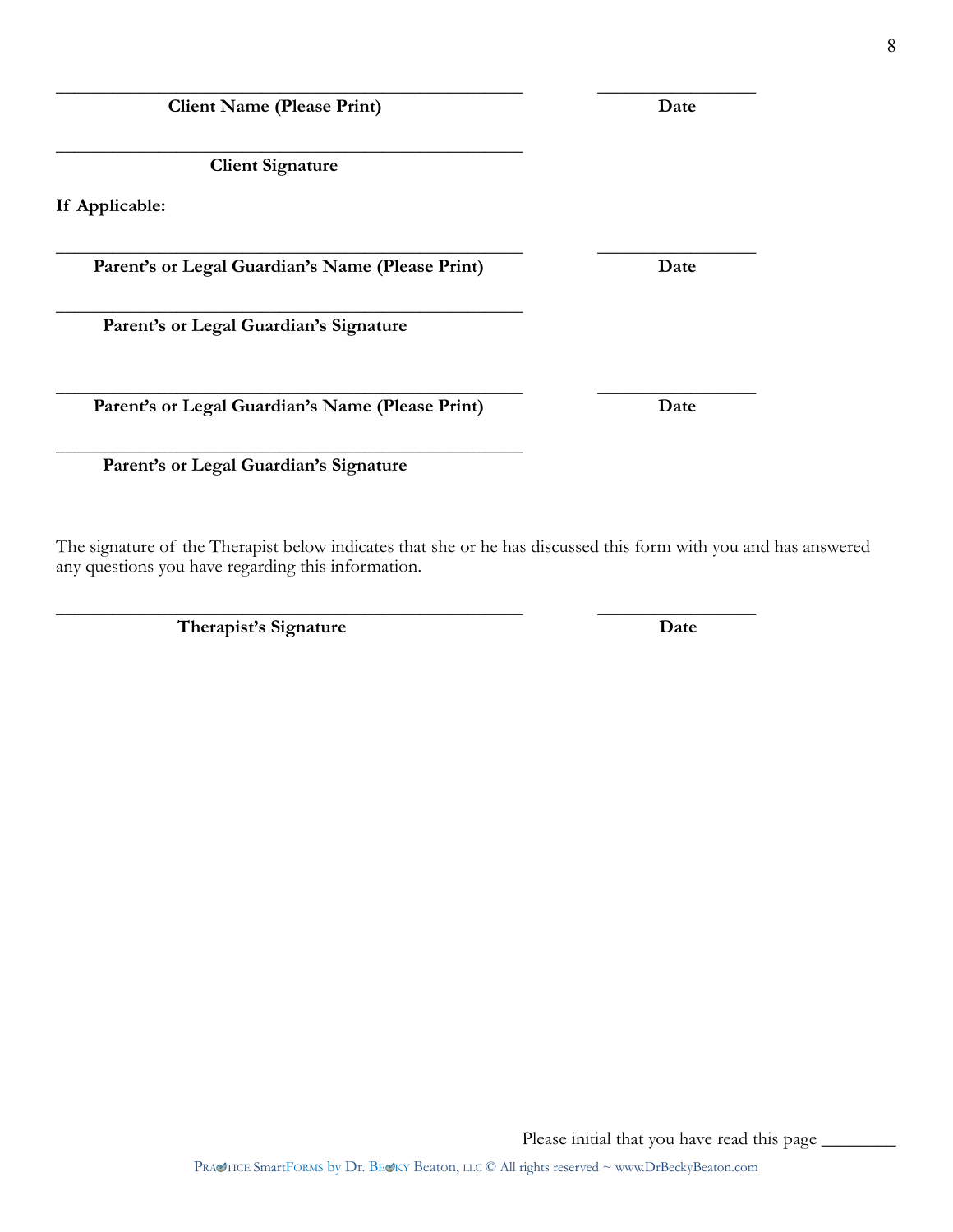\_\_\_\_\_\_\_\_\_\_\_\_\_\_\_\_\_\_\_\_\_\_\_\_\_\_\_\_\_\_\_\_\_\_\_\_\_\_\_\_\_\_\_\_\_\_\_\_\_\_\_ \_\_\_\_\_\_\_\_\_\_\_\_\_\_\_\_\_\_

**Client Name (Please Print)** **Date**

\_\_\_\_\_\_\_\_\_\_\_\_\_\_\_\_\_\_\_\_\_\_\_\_\_\_\_\_\_\_\_\_\_\_\_\_\_\_\_\_\_\_\_\_\_\_\_\_\_\_\_

**Client Signature**

**If Applicable:**

\_\_\_\_\_\_\_\_\_\_\_\_\_\_\_\_\_\_\_\_\_\_\_\_\_\_\_\_\_\_\_\_\_\_\_\_\_\_\_\_\_\_\_\_\_\_\_\_\_\_\_ \_\_\_\_\_\_\_\_\_\_\_\_\_\_\_\_\_\_

**Parent's or Legal Guardian's Name (Please Print)** **Date**

\_\_\_\_\_\_\_\_\_\_\_\_\_\_\_\_\_\_\_\_\_\_\_\_\_\_\_\_\_\_\_\_\_\_\_\_\_\_\_\_\_\_\_\_\_\_\_\_\_\_\_

**Parent's or Legal Guardian's Signature**

\_\_\_\_\_\_\_\_\_\_\_\_\_\_\_\_\_\_\_\_\_\_\_\_\_\_\_\_\_\_\_\_\_\_\_\_\_\_\_\_\_\_\_\_\_\_\_\_\_\_\_ \_\_\_\_\_\_\_\_\_\_\_\_\_\_\_\_\_\_

**Parent's or Legal Guardian's Name (Please Print)** **Date**

\_\_\_\_\_\_\_\_\_\_\_\_\_\_\_\_\_\_\_\_\_\_\_\_\_\_\_\_\_\_\_\_\_\_\_\_\_\_\_\_\_\_\_\_\_\_\_\_\_\_\_

**Parent's or Legal Guardian's Signature**

The signature of the Therapist below indicates that she or he has discussed this form with you and has answered any questions you have regarding this information.

\_\_\_\_\_\_\_\_\_\_\_\_\_\_\_\_\_\_\_\_\_\_\_\_\_\_\_\_\_\_\_\_\_\_\_\_\_\_\_\_\_\_\_\_\_\_\_\_\_\_\_ \_\_\_\_\_\_\_\_\_\_\_\_\_\_\_\_\_\_

**Therapist's Signature** **Date**

Please initial that you have read this page \_\_\_\_\_\_\_\_\_